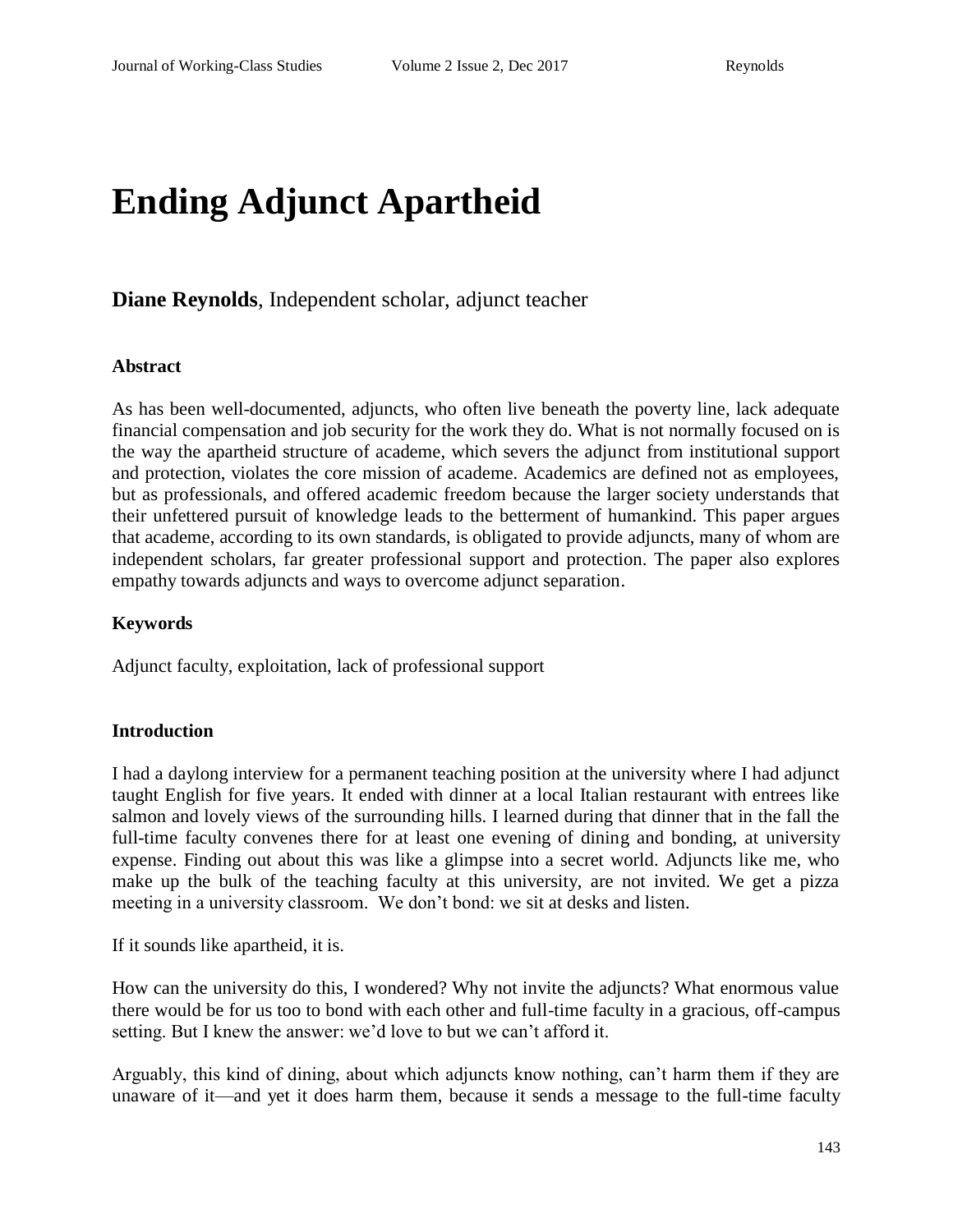# Ending Adjunct Apartheid

**Diane Reynolds**, Independent scholar, adjunct teacher

### Abstract

As has been well-documented, adjuncts, who often live beneath the poverty line, lack adequate financial compensation and job security for the work they do. What is not normally focused on is the way the apartheid structure of academe, which severs the adjunct from institutional support and protection, violates the core mission of academe. Academics are defined not as employees, but as professionals, and offered academic freedom because the larger society understands that their unfettered pursuit of knowledge leads to the betterment of humankind. This paper argues that academe, according to its own standards, is obligated to provide adjuncts, many of whom are independent scholars, far greater professional support and protection. The paper also explores empathy towards adjuncts and ways to overcome adjunct separation.

### Keywords

Adjunct faculty, exploitation, lack of professional support

### Introduction

I had a daylong interview for a permanent teaching position at the university where I had adjunct taught English for five years. It ended with dinner at a local Italian restaurant with entrees like salmon and lovely views of the surrounding hills. I learned during that dinner that in the fall the full-time faculty convenes there for at least one evening of dining and bonding, at university expense. Finding out about this was like a glimpse into a secret world. Adjuncts like me, who make up the bulk of the teaching faculty at this university, are not invited. We get a pizza meeting in a university classroom. We don't bond: we sit at desks and listen.

If it sounds like apartheid, it is.

How can the university do this, I wondered? Why not invite the adjuncts? What enormous value there would be for us too to bond with each other and full-time faculty in a gracious, off-campus setting. But I knew the answer: we'd love to but we can't afford it.

Arguably, this kind of dining, about which adjuncts know nothing, can't harm them if they are unaware of it—and yet it does harm them, because it sends a message to the full-time faculty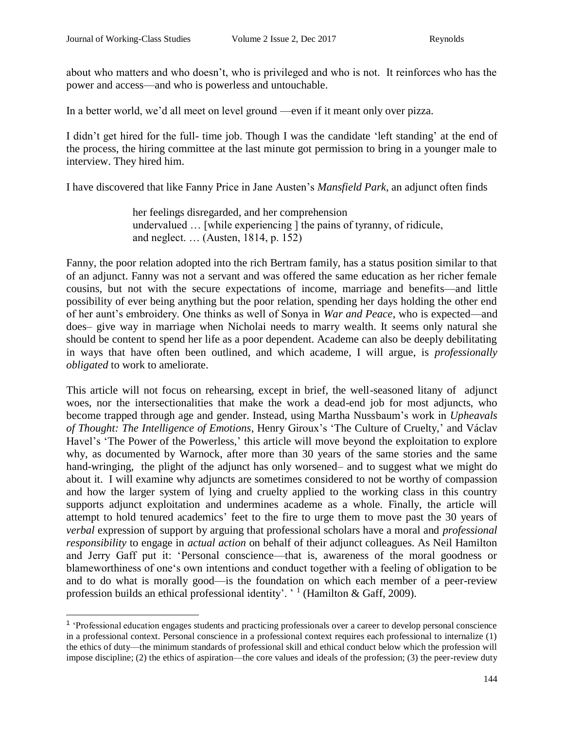about who matters and who doesn't, who is privileged and who is not. It reinforces who has the power and access—and who is powerless and untouchable.

In a better world, we'd all meet on level ground —even if it meant only over pizza.

I didn't get hired for the full- time job. Though I was the candidate 'left standing' at the end of the process, the hiring committee at the last minute got permission to bring in a younger male to interview. They hired him.

I have discovered that like Fanny Price in Jane Austen's *Mansfield Park*, an adjunct often finds

> her feelings disregarded, and her comprehension
> undervalued … [while experiencing ] the pains of tyranny, of ridicule,
> and neglect. … (Austen, 1814, p. 152)

Fanny, the poor relation adopted into the rich Bertram family, has a status position similar to that of an adjunct. Fanny was not a servant and was offered the same education as her richer female cousins, but not with the secure expectations of income, marriage and benefits—and little possibility of ever being anything but the poor relation, spending her days holding the other end of her aunt's embroidery. One thinks as well of Sonya in *War and Peace*, who is expected—and does– give way in marriage when Nicholai needs to marry wealth. It seems only natural she should be content to spend her life as a poor dependent. Academe can also be deeply debilitating in ways that have often been outlined, and which academe, I will argue, is *professionally obligated* to work to ameliorate.

This article will not focus on rehearsing, except in brief, the well-seasoned litany of adjunct woes, nor the intersectionalities that make the work a dead-end job for most adjuncts, who become trapped through age and gender. Instead, using Martha Nussbaum's work in *Upheavals of Thought: The Intelligence of Emotions*, Henry Giroux's 'The Culture of Cruelty,' and Václav Havel's 'The Power of the Powerless,' this article will move beyond the exploitation to explore why, as documented by Warnock, after more than 30 years of the same stories and the same hand-wringing, the plight of the adjunct has only worsened– and to suggest what we might do about it. I will examine why adjuncts are sometimes considered to not be worthy of compassion and how the larger system of lying and cruelty applied to the working class in this country supports adjunct exploitation and undermines academe as a whole. Finally, the article will attempt to hold tenured academics' feet to the fire to urge them to move past the 30 years of *verbal* expression of support by arguing that professional scholars have a moral and *professional responsibility* to engage in *actual action* on behalf of their adjunct colleagues. As Neil Hamilton and Jerry Gaff put it: 'Personal conscience—that is, awareness of the moral goodness or blameworthiness of one's own intentions and conduct together with a feeling of obligation to be and to do what is morally good—is the foundation on which each member of a peer-review profession builds an ethical professional identity'. '[1] (Hamilton & Gaff, 2009).

---

[1] 'Professional education engages students and practicing professionals over a career to develop personal conscience in a professional context. Personal conscience in a professional context requires each professional to internalize (1) the ethics of duty—the minimum standards of professional skill and ethical conduct below which the profession will impose discipline; (2) the ethics of aspiration—the core values and ideals of the profession; (3) the peer-review duty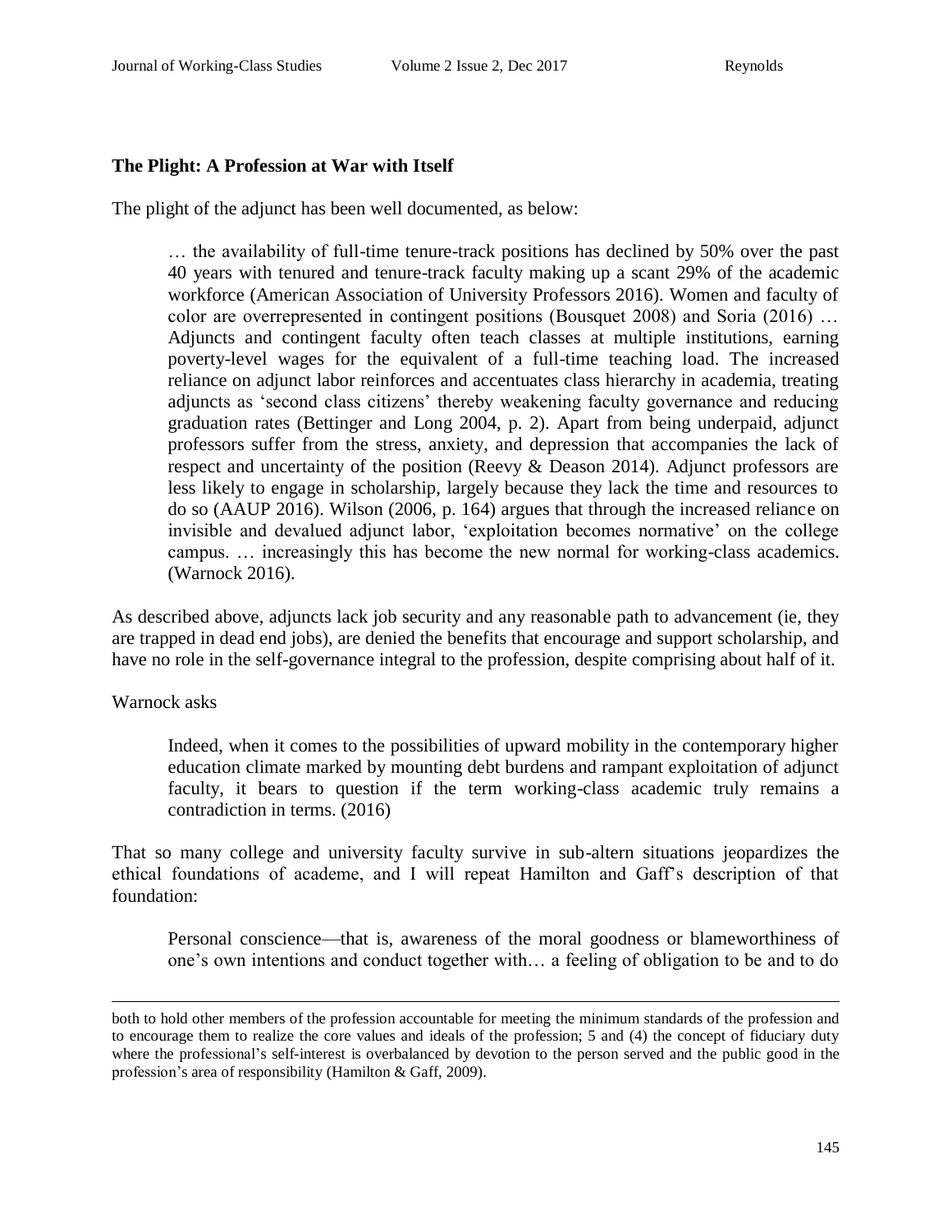## The Plight: A Profession at War with Itself

The plight of the adjunct has been well documented, as below:

> … the availability of full-time tenure-track positions has declined by 50% over the past 40 years with tenured and tenure-track faculty making up a scant 29% of the academic workforce (American Association of University Professors 2016). Women and faculty of color are overrepresented in contingent positions (Bousquet 2008) and Soria (2016) … Adjuncts and contingent faculty often teach classes at multiple institutions, earning poverty-level wages for the equivalent of a full-time teaching load. The increased reliance on adjunct labor reinforces and accentuates class hierarchy in academia, treating adjuncts as 'second class citizens' thereby weakening faculty governance and reducing graduation rates (Bettinger and Long 2004, p. 2). Apart from being underpaid, adjunct professors suffer from the stress, anxiety, and depression that accompanies the lack of respect and uncertainty of the position (Reevy & Deason 2014). Adjunct professors are less likely to engage in scholarship, largely because they lack the time and resources to do so (AAUP 2016). Wilson (2006, p. 164) argues that through the increased reliance on invisible and devalued adjunct labor, 'exploitation becomes normative' on the college campus. … increasingly this has become the new normal for working-class academics. (Warnock 2016).

As described above, adjuncts lack job security and any reasonable path to advancement (ie, they are trapped in dead end jobs), are denied the benefits that encourage and support scholarship, and have no role in the self-governance integral to the profession, despite comprising about half of it.

Warnock asks

> Indeed, when it comes to the possibilities of upward mobility in the contemporary higher education climate marked by mounting debt burdens and rampant exploitation of adjunct faculty, it bears to question if the term working-class academic truly remains a contradiction in terms. (2016)

That so many college and university faculty survive in sub-altern situations jeopardizes the ethical foundations of academe, and I will repeat Hamilton and Gaff's description of that foundation:

> Personal conscience—that is, awareness of the moral goodness or blameworthiness of one's own intentions and conduct together with… a feeling of obligation to be and to do

---

both to hold other members of the profession accountable for meeting the minimum standards of the profession and to encourage them to realize the core values and ideals of the profession; 5 and (4) the concept of fiduciary duty where the professional's self-interest is overbalanced by devotion to the person served and the public good in the profession's area of responsibility (Hamilton & Gaff, 2009).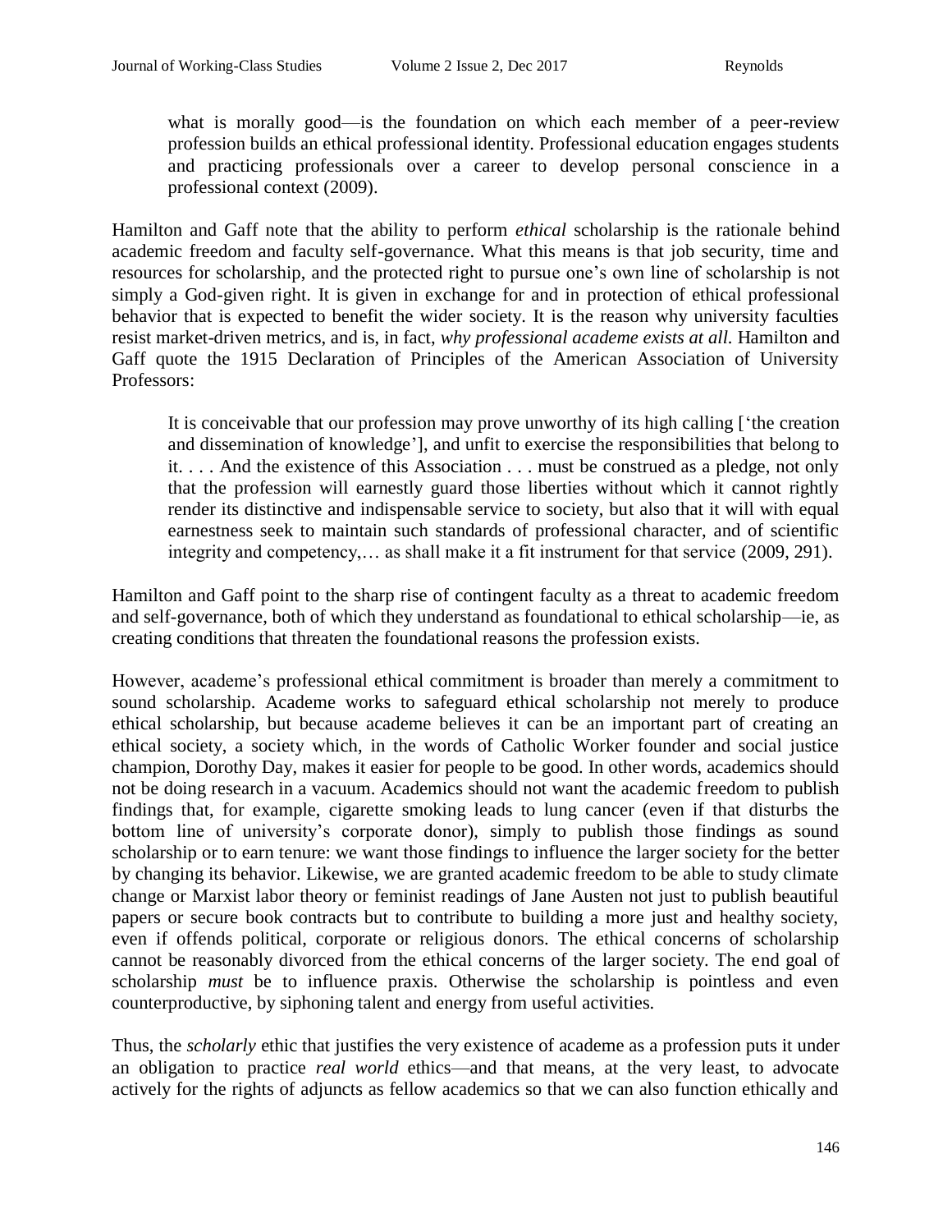what is morally good—is the foundation on which each member of a peer-review profession builds an ethical professional identity. Professional education engages students and practicing professionals over a career to develop personal conscience in a professional context (2009).

Hamilton and Gaff note that the ability to perform *ethical* scholarship is the rationale behind academic freedom and faculty self-governance. What this means is that job security, time and resources for scholarship, and the protected right to pursue one's own line of scholarship is not simply a God-given right. It is given in exchange for and in protection of ethical professional behavior that is expected to benefit the wider society. It is the reason why university faculties resist market-driven metrics, and is, in fact, *why professional academe exists at all.* Hamilton and Gaff quote the 1915 Declaration of Principles of the American Association of University Professors:

> It is conceivable that our profession may prove unworthy of its high calling ['the creation and dissemination of knowledge'], and unfit to exercise the responsibilities that belong to it. . . . And the existence of this Association . . . must be construed as a pledge, not only that the profession will earnestly guard those liberties without which it cannot rightly render its distinctive and indispensable service to society, but also that it will with equal earnestness seek to maintain such standards of professional character, and of scientific integrity and competency,… as shall make it a fit instrument for that service (2009, 291).

Hamilton and Gaff point to the sharp rise of contingent faculty as a threat to academic freedom and self-governance, both of which they understand as foundational to ethical scholarship—ie, as creating conditions that threaten the foundational reasons the profession exists.

However, academe's professional ethical commitment is broader than merely a commitment to sound scholarship. Academe works to safeguard ethical scholarship not merely to produce ethical scholarship, but because academe believes it can be an important part of creating an ethical society, a society which, in the words of Catholic Worker founder and social justice champion, Dorothy Day, makes it easier for people to be good. In other words, academics should not be doing research in a vacuum. Academics should not want the academic freedom to publish findings that, for example, cigarette smoking leads to lung cancer (even if that disturbs the bottom line of university's corporate donor), simply to publish those findings as sound scholarship or to earn tenure: we want those findings to influence the larger society for the better by changing its behavior. Likewise, we are granted academic freedom to be able to study climate change or Marxist labor theory or feminist readings of Jane Austen not just to publish beautiful papers or secure book contracts but to contribute to building a more just and healthy society, even if offends political, corporate or religious donors. The ethical concerns of scholarship cannot be reasonably divorced from the ethical concerns of the larger society. The end goal of scholarship *must* be to influence praxis. Otherwise the scholarship is pointless and even counterproductive, by siphoning talent and energy from useful activities.

Thus, the *scholarly* ethic that justifies the very existence of academe as a profession puts it under an obligation to practice *real world* ethics—and that means, at the very least, to advocate actively for the rights of adjuncts as fellow academics so that we can also function ethically and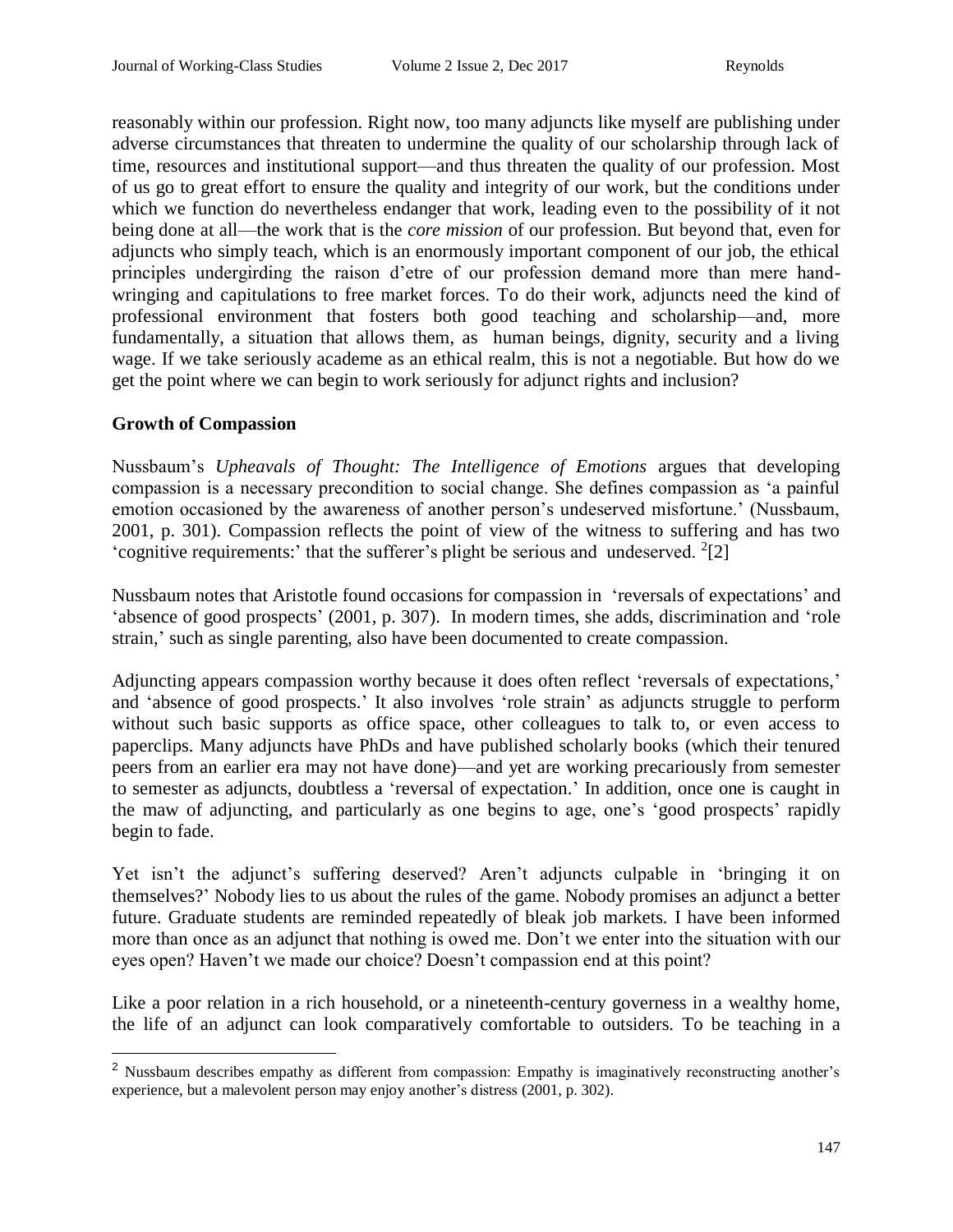reasonably within our profession. Right now, too many adjuncts like myself are publishing under adverse circumstances that threaten to undermine the quality of our scholarship through lack of time, resources and institutional support—and thus threaten the quality of our profession. Most of us go to great effort to ensure the quality and integrity of our work, but the conditions under which we function do nevertheless endanger that work, leading even to the possibility of it not being done at all—the work that is the *core mission* of our profession. But beyond that, even for adjuncts who simply teach, which is an enormously important component of our job, the ethical principles undergirding the raison d'etre of our profession demand more than mere hand-wringing and capitulations to free market forces. To do their work, adjuncts need the kind of professional environment that fosters both good teaching and scholarship—and, more fundamentally, a situation that allows them, as human beings, dignity, security and a living wage. If we take seriously academe as an ethical realm, this is not a negotiable. But how do we get the point where we can begin to work seriously for adjunct rights and inclusion?

## Growth of Compassion

Nussbaum's *Upheavals of Thought: The Intelligence of Emotions* argues that developing compassion is a necessary precondition to social change. She defines compassion as 'a painful emotion occasioned by the awareness of another person's undeserved misfortune.' (Nussbaum, 2001, p. 301). Compassion reflects the point of view of the witness to suffering and has two 'cognitive requirements:' that the sufferer's plight be serious and undeserved. [2][2]

Nussbaum notes that Aristotle found occasions for compassion in 'reversals of expectations' and 'absence of good prospects' (2001, p. 307). In modern times, she adds, discrimination and 'role strain,' such as single parenting, also have been documented to create compassion.

Adjuncting appears compassion worthy because it does often reflect 'reversals of expectations,' and 'absence of good prospects.' It also involves 'role strain' as adjuncts struggle to perform without such basic supports as office space, other colleagues to talk to, or even access to paperclips. Many adjuncts have PhDs and have published scholarly books (which their tenured peers from an earlier era may not have done)—and yet are working precariously from semester to semester as adjuncts, doubtless a 'reversal of expectation.' In addition, once one is caught in the maw of adjuncting, and particularly as one begins to age, one's 'good prospects' rapidly begin to fade.

Yet isn't the adjunct's suffering deserved? Aren't adjuncts culpable in 'bringing it on themselves?' Nobody lies to us about the rules of the game. Nobody promises an adjunct a better future. Graduate students are reminded repeatedly of bleak job markets. I have been informed more than once as an adjunct that nothing is owed me. Don't we enter into the situation with our eyes open? Haven't we made our choice? Doesn't compassion end at this point?

Like a poor relation in a rich household, or a nineteenth-century governess in a wealthy home, the life of an adjunct can look comparatively comfortable to outsiders. To be teaching in a

---

[2] Nussbaum describes empathy as different from compassion: Empathy is imaginatively reconstructing another's experience, but a malevolent person may enjoy another's distress (2001, p. 302).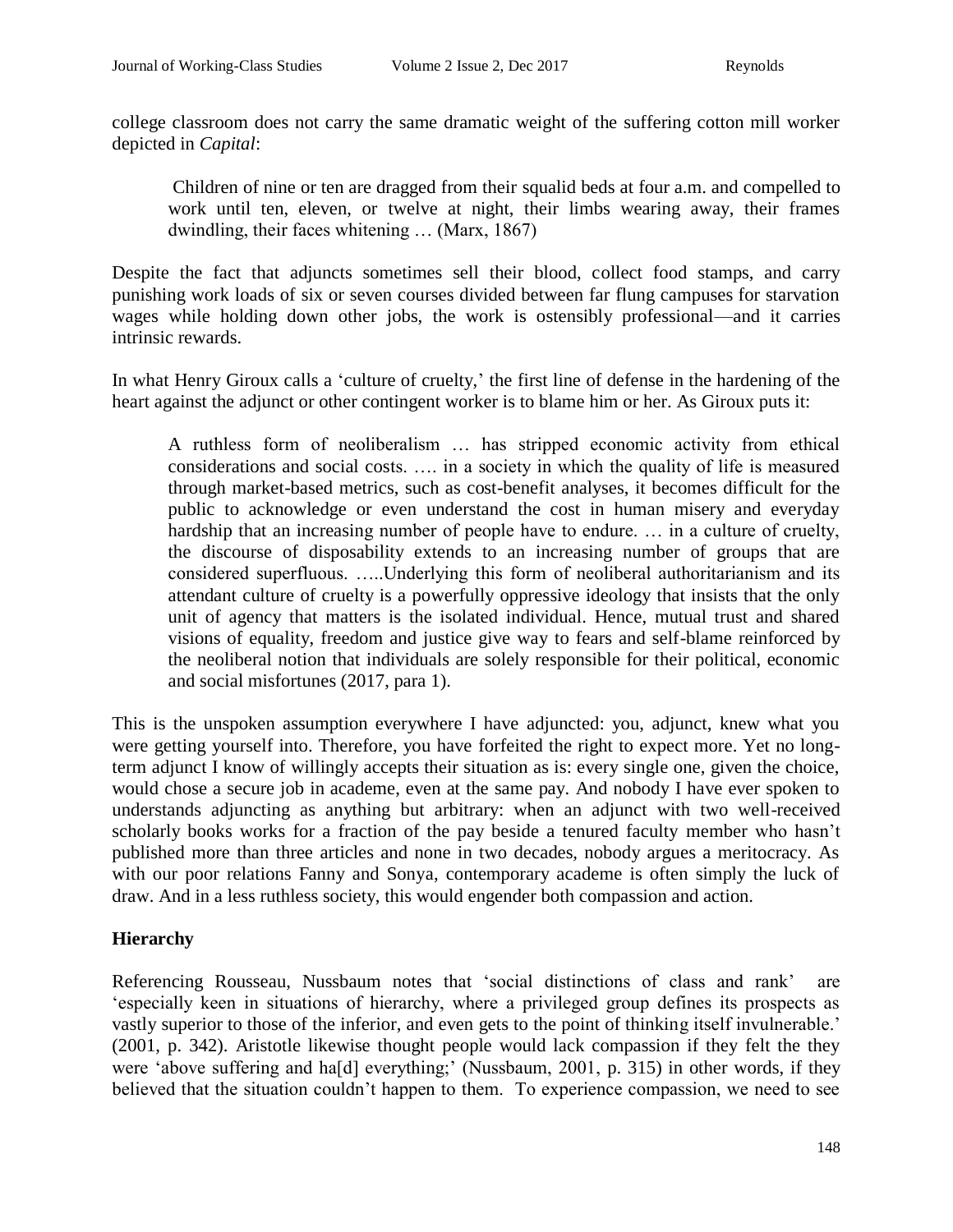college classroom does not carry the same dramatic weight of the suffering cotton mill worker depicted in *Capital*:

> Children of nine or ten are dragged from their squalid beds at four a.m. and compelled to work until ten, eleven, or twelve at night, their limbs wearing away, their frames dwindling, their faces whitening … (Marx, 1867)

Despite the fact that adjuncts sometimes sell their blood, collect food stamps, and carry punishing work loads of six or seven courses divided between far flung campuses for starvation wages while holding down other jobs, the work is ostensibly professional—and it carries intrinsic rewards.

In what Henry Giroux calls a 'culture of cruelty,' the first line of defense in the hardening of the heart against the adjunct or other contingent worker is to blame him or her. As Giroux puts it:

> A ruthless form of neoliberalism … has stripped economic activity from ethical considerations and social costs. …. in a society in which the quality of life is measured through market-based metrics, such as cost-benefit analyses, it becomes difficult for the public to acknowledge or even understand the cost in human misery and everyday hardship that an increasing number of people have to endure. … in a culture of cruelty, the discourse of disposability extends to an increasing number of groups that are considered superfluous. …..Underlying this form of neoliberal authoritarianism and its attendant culture of cruelty is a powerfully oppressive ideology that insists that the only unit of agency that matters is the isolated individual. Hence, mutual trust and shared visions of equality, freedom and justice give way to fears and self-blame reinforced by the neoliberal notion that individuals are solely responsible for their political, economic and social misfortunes (2017, para 1).

This is the unspoken assumption everywhere I have adjuncted: you, adjunct, knew what you were getting yourself into. Therefore, you have forfeited the right to expect more. Yet no long-term adjunct I know of willingly accepts their situation as is: every single one, given the choice, would chose a secure job in academe, even at the same pay. And nobody I have ever spoken to understands adjuncting as anything but arbitrary: when an adjunct with two well-received scholarly books works for a fraction of the pay beside a tenured faculty member who hasn't published more than three articles and none in two decades, nobody argues a meritocracy. As with our poor relations Fanny and Sonya, contemporary academe is often simply the luck of draw. And in a less ruthless society, this would engender both compassion and action.

## Hierarchy

Referencing Rousseau, Nussbaum notes that 'social distinctions of class and rank' are 'especially keen in situations of hierarchy, where a privileged group defines its prospects as vastly superior to those of the inferior, and even gets to the point of thinking itself invulnerable.' (2001, p. 342). Aristotle likewise thought people would lack compassion if they felt the they were 'above suffering and ha[d] everything;' (Nussbaum, 2001, p. 315) in other words, if they believed that the situation couldn't happen to them. To experience compassion, we need to see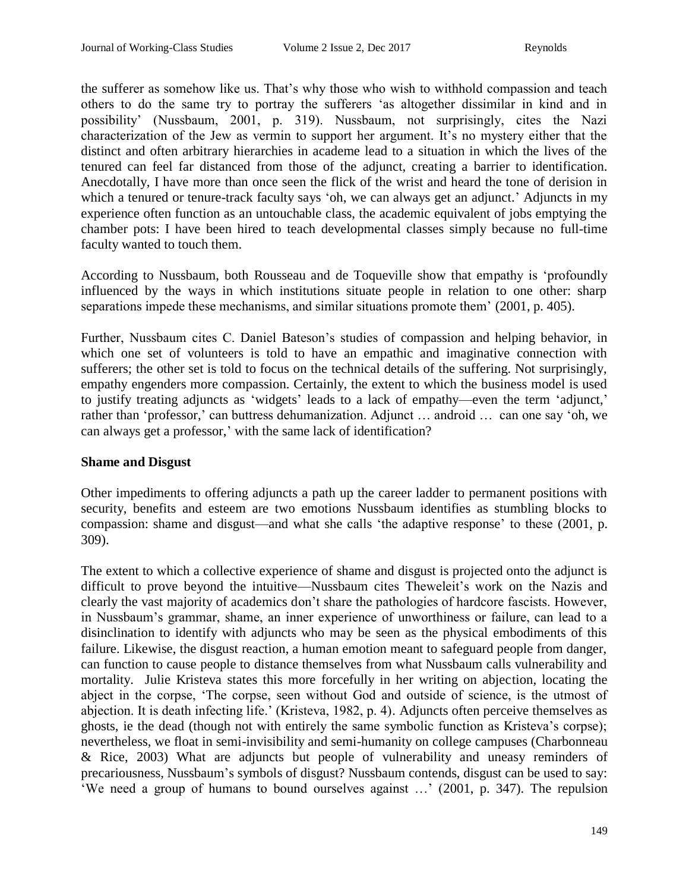the sufferer as somehow like us. That's why those who wish to withhold compassion and teach others to do the same try to portray the sufferers 'as altogether dissimilar in kind and in possibility' (Nussbaum, 2001, p. 319). Nussbaum, not surprisingly, cites the Nazi characterization of the Jew as vermin to support her argument. It's no mystery either that the distinct and often arbitrary hierarchies in academe lead to a situation in which the lives of the tenured can feel far distanced from those of the adjunct, creating a barrier to identification. Anecdotally, I have more than once seen the flick of the wrist and heard the tone of derision in which a tenured or tenure-track faculty says 'oh, we can always get an adjunct.' Adjuncts in my experience often function as an untouchable class, the academic equivalent of jobs emptying the chamber pots: I have been hired to teach developmental classes simply because no full-time faculty wanted to touch them.

According to Nussbaum, both Rousseau and de Toqueville show that empathy is 'profoundly influenced by the ways in which institutions situate people in relation to one other: sharp separations impede these mechanisms, and similar situations promote them' (2001, p. 405).

Further, Nussbaum cites C. Daniel Bateson's studies of compassion and helping behavior, in which one set of volunteers is told to have an empathic and imaginative connection with sufferers; the other set is told to focus on the technical details of the suffering. Not surprisingly, empathy engenders more compassion. Certainly, the extent to which the business model is used to justify treating adjuncts as 'widgets' leads to a lack of empathy—even the term 'adjunct,' rather than 'professor,' can buttress dehumanization. Adjunct … android … can one say 'oh, we can always get a professor,' with the same lack of identification?

## Shame and Disgust

Other impediments to offering adjuncts a path up the career ladder to permanent positions with security, benefits and esteem are two emotions Nussbaum identifies as stumbling blocks to compassion: shame and disgust—and what she calls 'the adaptive response' to these (2001, p. 309).

The extent to which a collective experience of shame and disgust is projected onto the adjunct is difficult to prove beyond the intuitive—Nussbaum cites Theweleit's work on the Nazis and clearly the vast majority of academics don't share the pathologies of hardcore fascists. However, in Nussbaum's grammar, shame, an inner experience of unworthiness or failure, can lead to a disinclination to identify with adjuncts who may be seen as the physical embodiments of this failure. Likewise, the disgust reaction, a human emotion meant to safeguard people from danger, can function to cause people to distance themselves from what Nussbaum calls vulnerability and mortality. Julie Kristeva states this more forcefully in her writing on abjection, locating the abject in the corpse, 'The corpse, seen without God and outside of science, is the utmost of abjection. It is death infecting life.' (Kristeva, 1982, p. 4). Adjuncts often perceive themselves as ghosts, ie the dead (though not with entirely the same symbolic function as Kristeva's corpse); nevertheless, we float in semi-invisibility and semi-humanity on college campuses (Charbonneau & Rice, 2003) What are adjuncts but people of vulnerability and uneasy reminders of precariousness, Nussbaum's symbols of disgust? Nussbaum contends, disgust can be used to say: 'We need a group of humans to bound ourselves against …' (2001, p. 347). The repulsion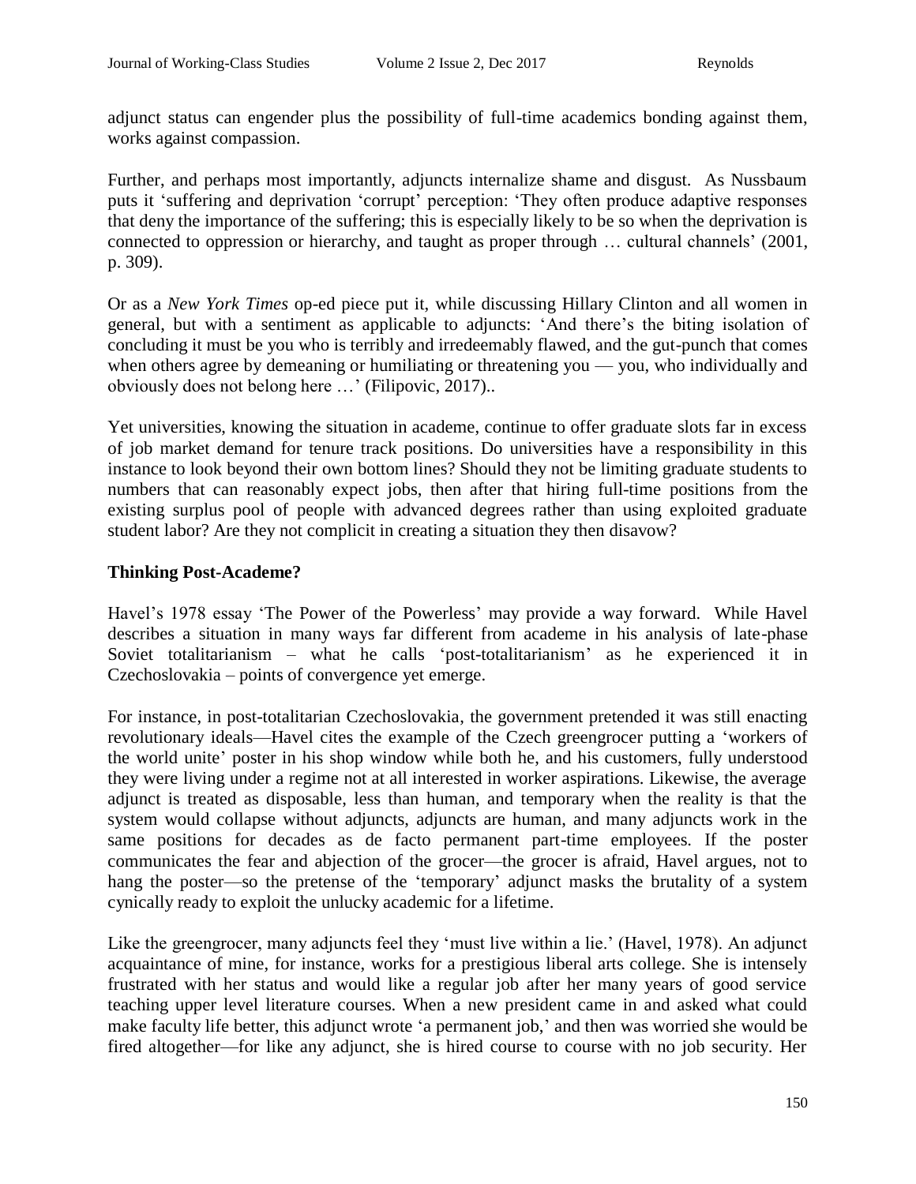adjunct status can engender plus the possibility of full-time academics bonding against them, works against compassion.

Further, and perhaps most importantly, adjuncts internalize shame and disgust. As Nussbaum puts it 'suffering and deprivation 'corrupt' perception: 'They often produce adaptive responses that deny the importance of the suffering; this is especially likely to be so when the deprivation is connected to oppression or hierarchy, and taught as proper through … cultural channels' (2001, p. 309).

Or as a *New York Times* op-ed piece put it, while discussing Hillary Clinton and all women in general, but with a sentiment as applicable to adjuncts: 'And there's the biting isolation of concluding it must be you who is terribly and irredeemably flawed, and the gut-punch that comes when others agree by demeaning or humiliating or threatening you — you, who individually and obviously does not belong here …' (Filipovic, 2017)..

Yet universities, knowing the situation in academe, continue to offer graduate slots far in excess of job market demand for tenure track positions. Do universities have a responsibility in this instance to look beyond their own bottom lines? Should they not be limiting graduate students to numbers that can reasonably expect jobs, then after that hiring full-time positions from the existing surplus pool of people with advanced degrees rather than using exploited graduate student labor? Are they not complicit in creating a situation they then disavow?

## Thinking Post-Academe?

Havel's 1978 essay 'The Power of the Powerless' may provide a way forward. While Havel describes a situation in many ways far different from academe in his analysis of late-phase Soviet totalitarianism – what he calls 'post-totalitarianism' as he experienced it in Czechoslovakia – points of convergence yet emerge.

For instance, in post-totalitarian Czechoslovakia, the government pretended it was still enacting revolutionary ideals—Havel cites the example of the Czech greengrocer putting a 'workers of the world unite' poster in his shop window while both he, and his customers, fully understood they were living under a regime not at all interested in worker aspirations. Likewise, the average adjunct is treated as disposable, less than human, and temporary when the reality is that the system would collapse without adjuncts, adjuncts are human, and many adjuncts work in the same positions for decades as de facto permanent part-time employees. If the poster communicates the fear and abjection of the grocer—the grocer is afraid, Havel argues, not to hang the poster—so the pretense of the 'temporary' adjunct masks the brutality of a system cynically ready to exploit the unlucky academic for a lifetime.

Like the greengrocer, many adjuncts feel they 'must live within a lie.' (Havel, 1978). An adjunct acquaintance of mine, for instance, works for a prestigious liberal arts college. She is intensely frustrated with her status and would like a regular job after her many years of good service teaching upper level literature courses. When a new president came in and asked what could make faculty life better, this adjunct wrote 'a permanent job,' and then was worried she would be fired altogether—for like any adjunct, she is hired course to course with no job security. Her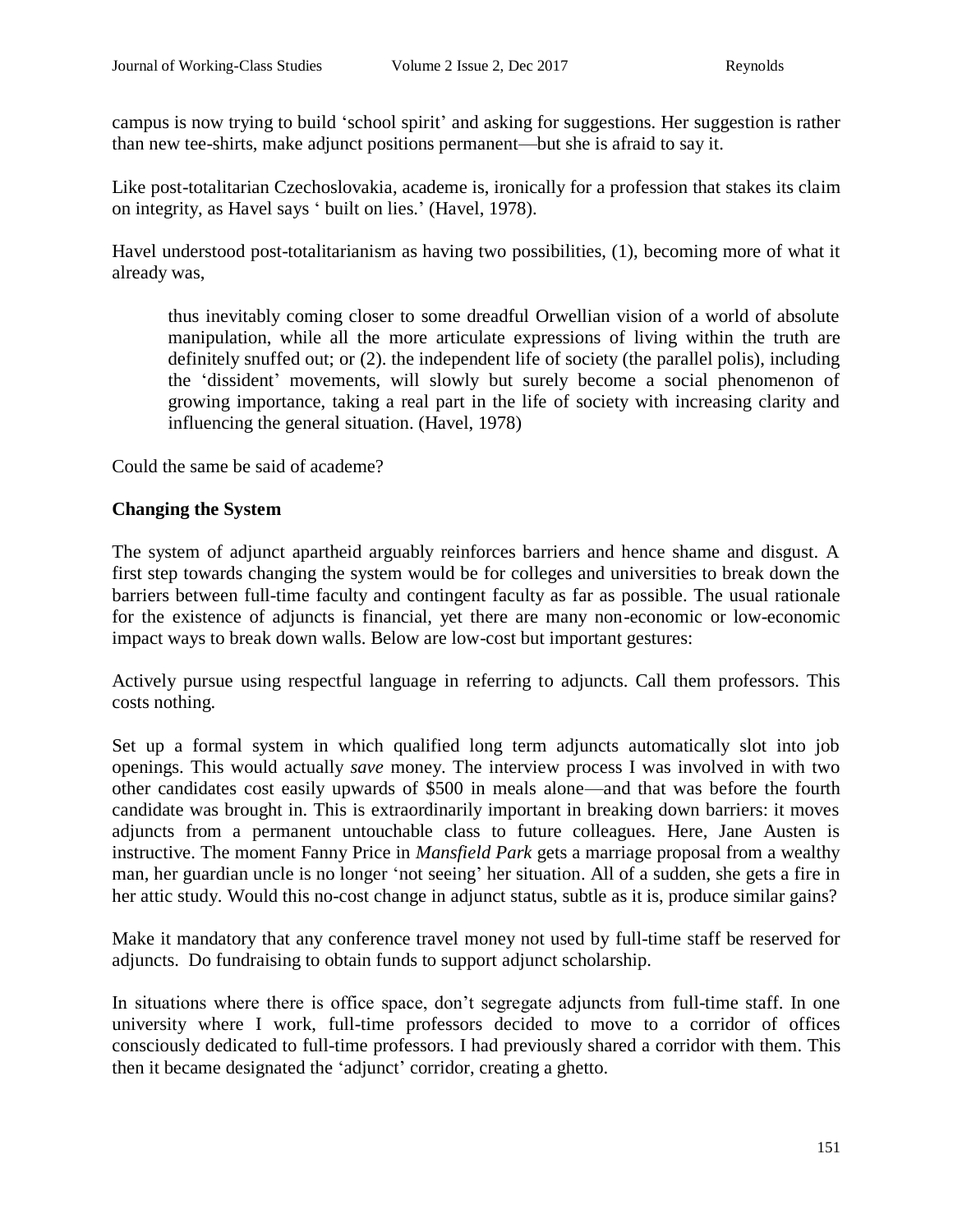campus is now trying to build 'school spirit' and asking for suggestions. Her suggestion is rather than new tee-shirts, make adjunct positions permanent—but she is afraid to say it.

Like post-totalitarian Czechoslovakia, academe is, ironically for a profession that stakes its claim on integrity, as Havel says ' built on lies.' (Havel, 1978).

Havel understood post-totalitarianism as having two possibilities, (1), becoming more of what it already was,

> thus inevitably coming closer to some dreadful Orwellian vision of a world of absolute manipulation, while all the more articulate expressions of living within the truth are definitely snuffed out; or (2). the independent life of society (the parallel polis), including the 'dissident' movements, will slowly but surely become a social phenomenon of growing importance, taking a real part in the life of society with increasing clarity and influencing the general situation. (Havel, 1978)

Could the same be said of academe?

### Changing the System

The system of adjunct apartheid arguably reinforces barriers and hence shame and disgust. A first step towards changing the system would be for colleges and universities to break down the barriers between full-time faculty and contingent faculty as far as possible. The usual rationale for the existence of adjuncts is financial, yet there are many non-economic or low-economic impact ways to break down walls. Below are low-cost but important gestures:

Actively pursue using respectful language in referring to adjuncts. Call them professors. This costs nothing.

Set up a formal system in which qualified long term adjuncts automatically slot into job openings. This would actually *save* money. The interview process I was involved in with two other candidates cost easily upwards of $500 in meals alone—and that was before the fourth candidate was brought in. This is extraordinarily important in breaking down barriers: it moves adjuncts from a permanent untouchable class to future colleagues. Here, Jane Austen is instructive. The moment Fanny Price in *Mansfield Park* gets a marriage proposal from a wealthy man, her guardian uncle is no longer 'not seeing' her situation. All of a sudden, she gets a fire in her attic study. Would this no-cost change in adjunct status, subtle as it is, produce similar gains?

Make it mandatory that any conference travel money not used by full-time staff be reserved for adjuncts. Do fundraising to obtain funds to support adjunct scholarship.

In situations where there is office space, don't segregate adjuncts from full-time staff. In one university where I work, full-time professors decided to move to a corridor of offices consciously dedicated to full-time professors. I had previously shared a corridor with them. This then it became designated the 'adjunct' corridor, creating a ghetto.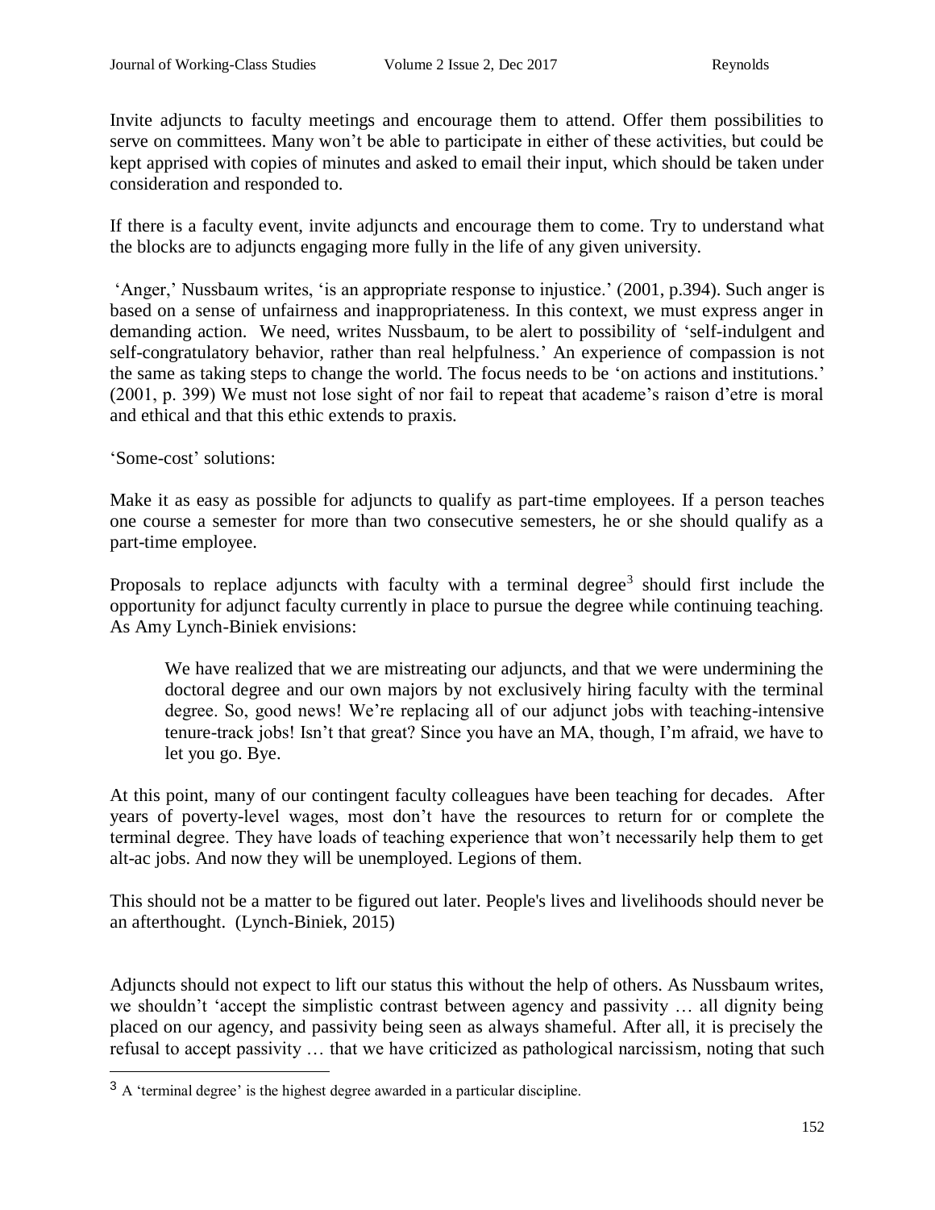Invite adjuncts to faculty meetings and encourage them to attend. Offer them possibilities to serve on committees. Many won't be able to participate in either of these activities, but could be kept apprised with copies of minutes and asked to email their input, which should be taken under consideration and responded to.

If there is a faculty event, invite adjuncts and encourage them to come. Try to understand what the blocks are to adjuncts engaging more fully in the life of any given university.

'Anger,' Nussbaum writes, 'is an appropriate response to injustice.' (2001, p.394). Such anger is based on a sense of unfairness and inappropriateness. In this context, we must express anger in demanding action. We need, writes Nussbaum, to be alert to possibility of 'self-indulgent and self-congratulatory behavior, rather than real helpfulness.' An experience of compassion is not the same as taking steps to change the world. The focus needs to be 'on actions and institutions.' (2001, p. 399) We must not lose sight of nor fail to repeat that academe's raison d'etre is moral and ethical and that this ethic extends to praxis.

'Some-cost' solutions:

Make it as easy as possible for adjuncts to qualify as part-time employees. If a person teaches one course a semester for more than two consecutive semesters, he or she should qualify as a part-time employee.

Proposals to replace adjuncts with faculty with a terminal degree[3] should first include the opportunity for adjunct faculty currently in place to pursue the degree while continuing teaching. As Amy Lynch-Biniek envisions:

> We have realized that we are mistreating our adjuncts, and that we were undermining the doctoral degree and our own majors by not exclusively hiring faculty with the terminal degree. So, good news! We're replacing all of our adjunct jobs with teaching-intensive tenure-track jobs! Isn't that great? Since you have an MA, though, I'm afraid, we have to let you go. Bye.

At this point, many of our contingent faculty colleagues have been teaching for decades. After years of poverty-level wages, most don't have the resources to return for or complete the terminal degree. They have loads of teaching experience that won't necessarily help them to get alt-ac jobs. And now they will be unemployed. Legions of them.

This should not be a matter to be figured out later. People's lives and livelihoods should never be an afterthought. (Lynch-Biniek, 2015)

Adjuncts should not expect to lift our status this without the help of others. As Nussbaum writes, we shouldn't 'accept the simplistic contrast between agency and passivity … all dignity being placed on our agency, and passivity being seen as always shameful. After all, it is precisely the refusal to accept passivity … that we have criticized as pathological narcissism, noting that such

[3] A 'terminal degree' is the highest degree awarded in a particular discipline.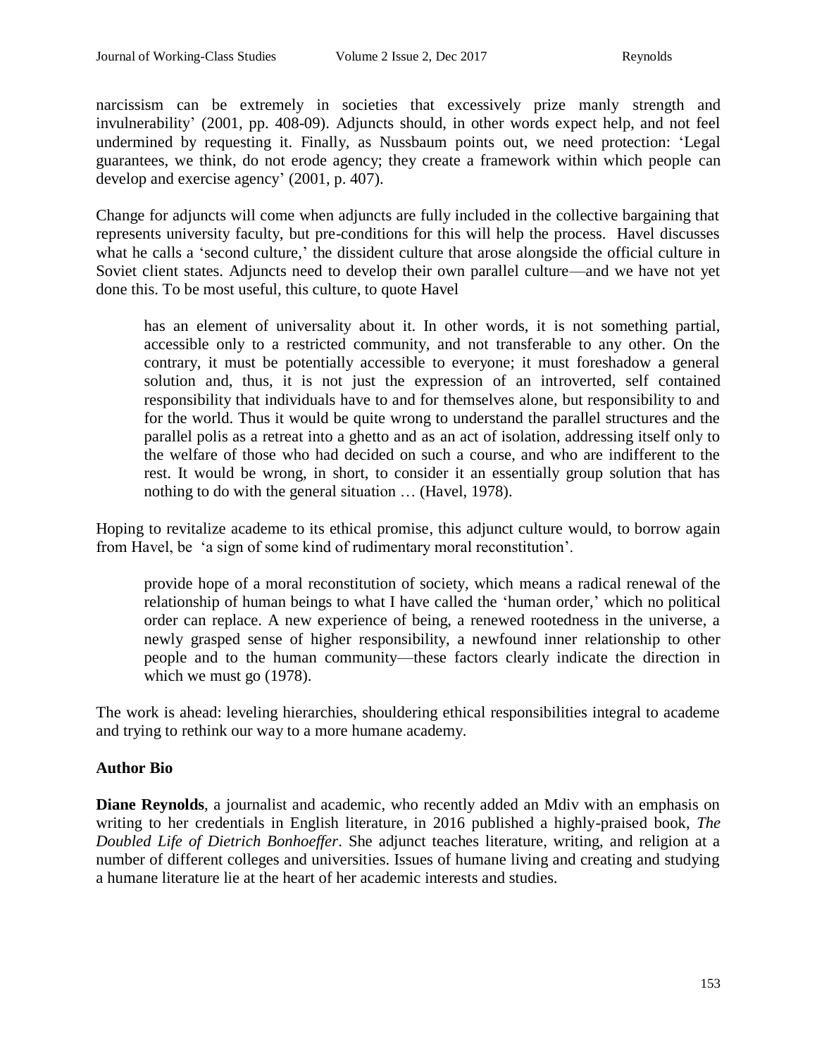narcissism can be extremely in societies that excessively prize manly strength and invulnerability' (2001, pp. 408-09). Adjuncts should, in other words expect help, and not feel undermined by requesting it. Finally, as Nussbaum points out, we need protection: 'Legal guarantees, we think, do not erode agency; they create a framework within which people can develop and exercise agency' (2001, p. 407).

Change for adjuncts will come when adjuncts are fully included in the collective bargaining that represents university faculty, but pre-conditions for this will help the process. Havel discusses what he calls a 'second culture,' the dissident culture that arose alongside the official culture in Soviet client states. Adjuncts need to develop their own parallel culture—and we have not yet done this. To be most useful, this culture, to quote Havel

> has an element of universality about it. In other words, it is not something partial, accessible only to a restricted community, and not transferable to any other. On the contrary, it must be potentially accessible to everyone; it must foreshadow a general solution and, thus, it is not just the expression of an introverted, self contained responsibility that individuals have to and for themselves alone, but responsibility to and for the world. Thus it would be quite wrong to understand the parallel structures and the parallel polis as a retreat into a ghetto and as an act of isolation, addressing itself only to the welfare of those who had decided on such a course, and who are indifferent to the rest. It would be wrong, in short, to consider it an essentially group solution that has nothing to do with the general situation … (Havel, 1978).

Hoping to revitalize academe to its ethical promise, this adjunct culture would, to borrow again from Havel, be 'a sign of some kind of rudimentary moral reconstitution'.

> provide hope of a moral reconstitution of society, which means a radical renewal of the relationship of human beings to what I have called the 'human order,' which no political order can replace. A new experience of being, a renewed rootedness in the universe, a newly grasped sense of higher responsibility, a newfound inner relationship to other people and to the human community—these factors clearly indicate the direction in which we must go (1978).

The work is ahead: leveling hierarchies, shouldering ethical responsibilities integral to academe and trying to rethink our way to a more humane academy.

**Author Bio**

**Diane Reynolds**, a journalist and academic, who recently added an Mdiv with an emphasis on writing to her credentials in English literature, in 2016 published a highly-praised book, *The Doubled Life of Dietrich Bonhoeffer*. She adjunct teaches literature, writing, and religion at a number of different colleges and universities. Issues of humane living and creating and studying a humane literature lie at the heart of her academic interests and studies.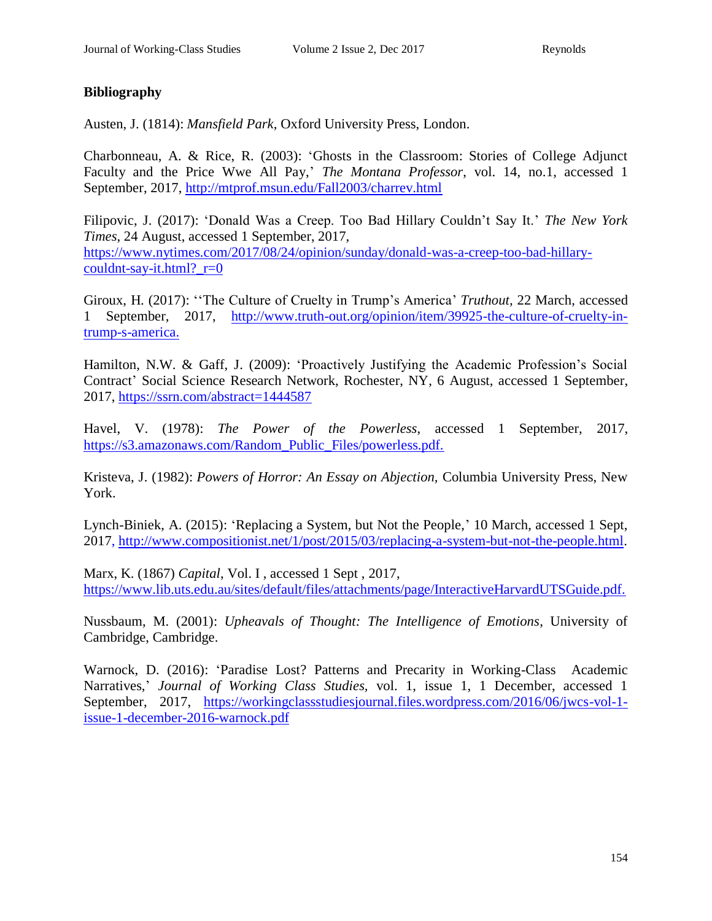## Bibliography

Austen, J. (1814): *Mansfield Park*, Oxford University Press, London.

Charbonneau, A. & Rice, R. (2003): 'Ghosts in the Classroom: Stories of College Adjunct Faculty and the Price Wwe All Pay,' *The Montana Professor*, vol. 14, no.1, accessed 1 September, 2017, http://mtprof.msun.edu/Fall2003/charrev.html

Filipovic, J. (2017): 'Donald Was a Creep. Too Bad Hillary Couldn't Say It.' *The New York Times*, 24 August, accessed 1 September, 2017, https://www.nytimes.com/2017/08/24/opinion/sunday/donald-was-a-creep-too-bad-hillary-couldnt-say-it.html?_r=0

Giroux, H. (2017): ''The Culture of Cruelty in Trump's America' *Truthout,* 22 March, accessed 1 September, 2017, http://www.truth-out.org/opinion/item/39925-the-culture-of-cruelty-in-trump-s-america.

Hamilton, N.W. & Gaff, J. (2009): 'Proactively Justifying the Academic Profession's Social Contract' Social Science Research Network, Rochester, NY, 6 August, accessed 1 September, 2017, https://ssrn.com/abstract=1444587

Havel, V. (1978): *The Power of the Powerless*, accessed 1 September, 2017, https://s3.amazonaws.com/Random_Public_Files/powerless.pdf.

Kristeva, J. (1982): *Powers of Horror: An Essay on Abjection*, Columbia University Press, New York.

Lynch-Biniek, A. (2015): 'Replacing a System, but Not the People,' 10 March, accessed 1 Sept, 2017, http://www.compositionist.net/1/post/2015/03/replacing-a-system-but-not-the-people.html.

Marx, K. (1867) *Capital*, Vol. I , accessed 1 Sept , 2017, https://www.lib.uts.edu.au/sites/default/files/attachments/page/InteractiveHarvardUTSGuide.pdf.

Nussbaum, M. (2001): *Upheavals of Thought: The Intelligence of Emotions*, University of Cambridge, Cambridge.

Warnock, D. (2016): 'Paradise Lost? Patterns and Precarity in Working-Class Academic Narratives,' *Journal of Working Class Studies,* vol. 1, issue 1, 1 December, accessed 1 September, 2017, https://workingclassstudiesjournal.files.wordpress.com/2016/06/jwcs-vol-1-issue-1-december-2016-warnock.pdf